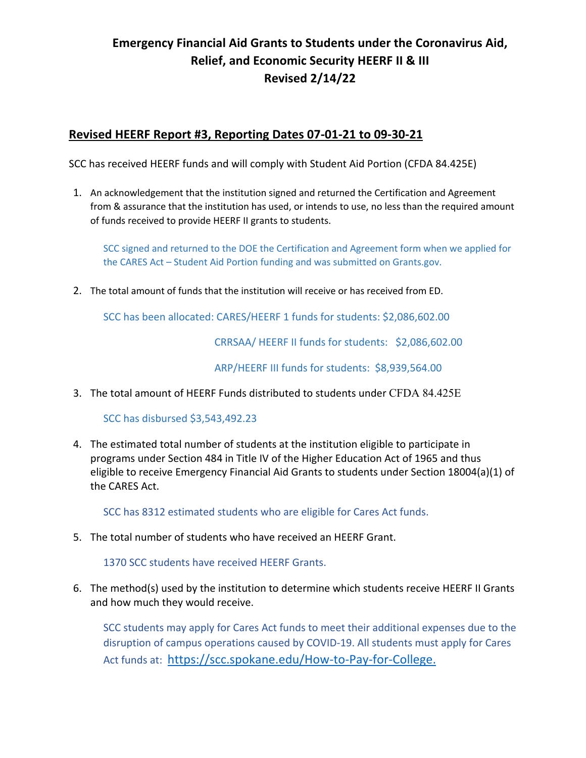# Emergency Financial Aid Grants to Students under the Coronavirus Aid, Relief, and Economic Security HEERF II & III
# Revised 2/14/22

## Revised HEERF Report #3, Reporting Dates 07-01-21 to 09-30-21

SCC has received HEERF funds and will comply with Student Aid Portion (CFDA 84.425E)

1. An acknowledgement that the institution signed and returned the Certification and Agreement from & assurance that the institution has used, or intends to use, no less than the required amount of funds received to provide HEERF II grants to students.

   SCC signed and returned to the DOE the Certification and Agreement form when we applied for the CARES Act – Student Aid Portion funding and was submitted on Grants.gov.

2. The total amount of funds that the institution will receive or has received from ED.

   SCC has been allocated: CARES/HEERF 1 funds for students: $2,086,602.00

   CRRSAA/ HEERF II funds for students: $2,086,602.00

   ARP/HEERF III funds for students: $8,939,564.00

3. The total amount of HEERF Funds distributed to students under CFDA 84.425E

   SCC has disbursed $3,543,492.23

4. The estimated total number of students at the institution eligible to participate in programs under Section 484 in Title IV of the Higher Education Act of 1965 and thus eligible to receive Emergency Financial Aid Grants to students under Section 18004(a)(1) of the CARES Act.

   SCC has 8312 estimated students who are eligible for Cares Act funds.

5. The total number of students who have received an HEERF Grant.

   1370 SCC students have received HEERF Grants.

6. The method(s) used by the institution to determine which students receive HEERF II Grants and how much they would receive.

   SCC students may apply for Cares Act funds to meet their additional expenses due to the disruption of campus operations caused by COVID-19. All students must apply for Cares Act funds at: https://scc.spokane.edu/How-to-Pay-for-College.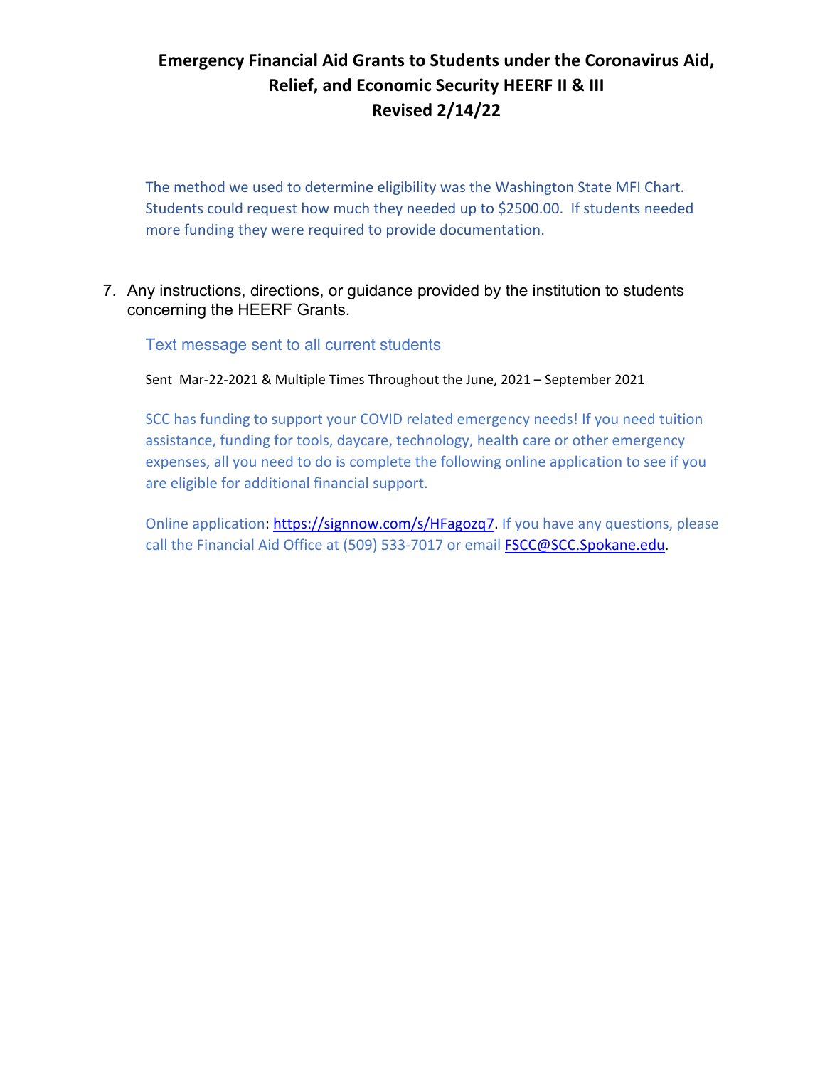# Emergency Financial Aid Grants to Students under the Coronavirus Aid, Relief, and Economic Security HEERF II & III
## Revised 2/14/22

The method we used to determine eligibility was the Washington State MFI Chart. Students could request how much they needed up to $2500.00. If students needed more funding they were required to provide documentation.

7. Any instructions, directions, or guidance provided by the institution to students concerning the HEERF Grants.

Text message sent to all current students

Sent Mar-22-2021 & Multiple Times Throughout the June, 2021 – September 2021

SCC has funding to support your COVID related emergency needs! If you need tuition assistance, funding for tools, daycare, technology, health care or other emergency expenses, all you need to do is complete the following online application to see if you are eligible for additional financial support.

Online application: https://signnow.com/s/HFagozq7. If you have any questions, please call the Financial Aid Office at (509) 533-7017 or email FSCC@SCC.Spokane.edu.